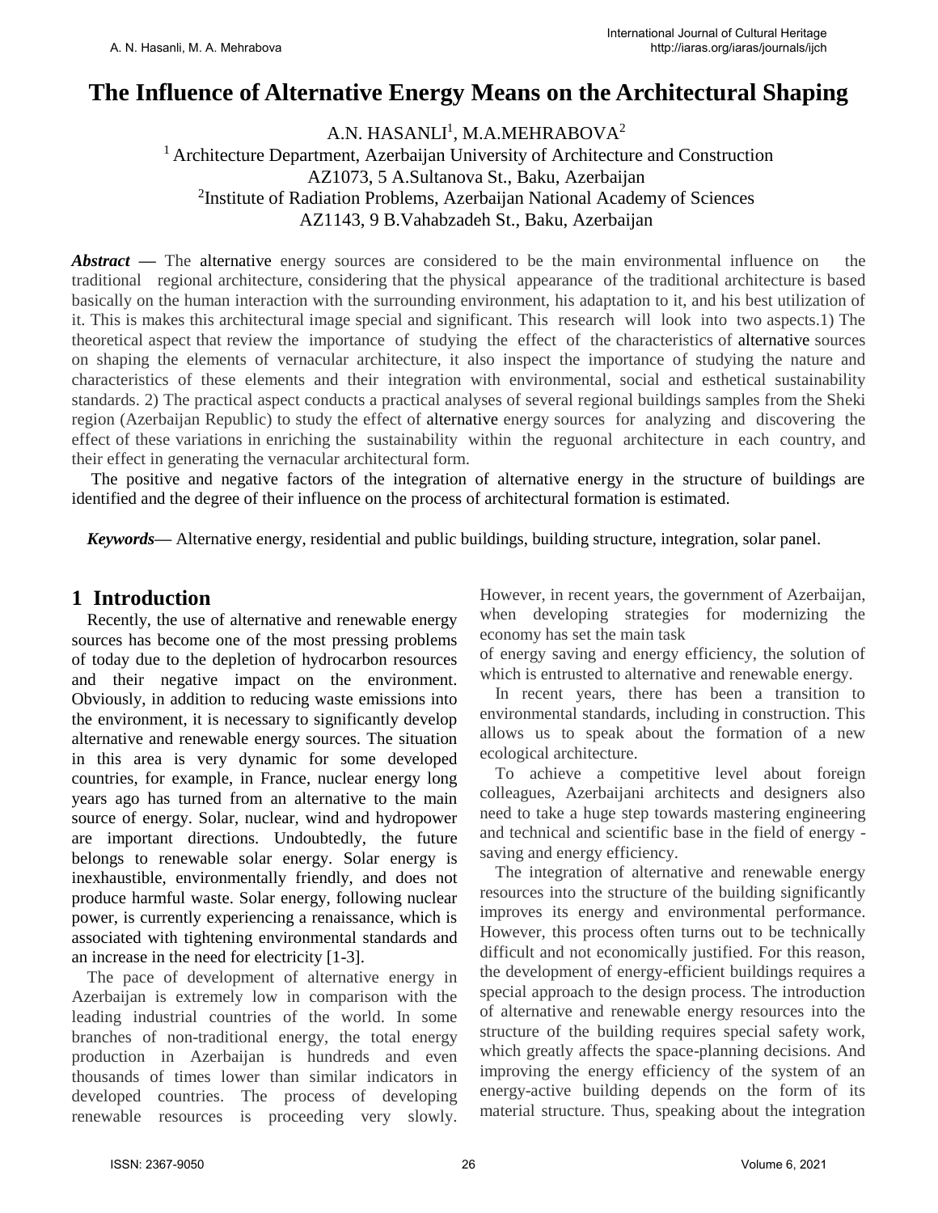# The Influence of Alternative Energy Means on the Architectural Shaping

A.N. HASANLI[1], M.A.MEHRABOVA[2]

[1] Architecture Department, Azerbaijan University of Architecture and Construction
AZ1073, 5 A.Sultanova St., Baku, Azerbaijan

[2] Institute of Radiation Problems, Azerbaijan National Academy of Sciences
AZ1143, 9 B.Vahabzadeh St., Baku, Azerbaijan

***Abstract —*** The alternative energy sources are considered to be the main environmental influence on the traditional regional architecture, considering that the physical appearance of the traditional architecture is based basically on the human interaction with the surrounding environment, his adaptation to it, and his best utilization of it. This is makes this architectural image special and significant. This research will look into two aspects.1) The theoretical aspect that review the importance of studying the effect of the characteristics of alternative sources on shaping the elements of vernacular architecture, it also inspect the importance of studying the nature and characteristics of these elements and their integration with environmental, social and esthetical sustainability standards. 2) The practical aspect conducts a practical analyses of several regional buildings samples from the Sheki region (Azerbaijan Republic) to study the effect of alternative energy sources for analyzing and discovering the effect of these variations in enriching the sustainability within the reguonal architecture in each country, and their effect in generating the vernacular architectural form.

The positive and negative factors of the integration of alternative energy in the structure of buildings are identified and the degree of their influence on the process of architectural formation is estimated.

***Keywords—*** Alternative energy, residential and public buildings, building structure, integration, solar panel.

## 1 Introduction

Recently, the use of alternative and renewable energy sources has become one of the most pressing problems of today due to the depletion of hydrocarbon resources and their negative impact on the environment. Obviously, in addition to reducing waste emissions into the environment, it is necessary to significantly develop alternative and renewable energy sources. The situation in this area is very dynamic for some developed countries, for example, in France, nuclear energy long years ago has turned from an alternative to the main source of energy. Solar, nuclear, wind and hydropower are important directions. Undoubtedly, the future belongs to renewable solar energy. Solar energy is inexhaustible, environmentally friendly, and does not produce harmful waste. Solar energy, following nuclear power, is currently experiencing a renaissance, which is associated with tightening environmental standards and an increase in the need for electricity [1-3].

The pace of development of alternative energy in Azerbaijan is extremely low in comparison with the leading industrial countries of the world. In some branches of non-traditional energy, the total energy production in Azerbaijan is hundreds and even thousands of times lower than similar indicators in developed countries. The process of developing renewable resources is proceeding very slowly. However, in recent years, the government of Azerbaijan, when developing strategies for modernizing the economy has set the main task of energy saving and energy efficiency, the solution of which is entrusted to alternative and renewable energy.

In recent years, there has been a transition to environmental standards, including in construction. This allows us to speak about the formation of a new ecological architecture.

To achieve a competitive level about foreign colleagues, Azerbaijani architects and designers also need to take a huge step towards mastering engineering and technical and scientific base in the field of energy - saving and energy efficiency.

The integration of alternative and renewable energy resources into the structure of the building significantly improves its energy and environmental performance. However, this process often turns out to be technically difficult and not economically justified. For this reason, the development of energy-efficient buildings requires a special approach to the design process. The introduction of alternative and renewable energy resources into the structure of the building requires special safety work, which greatly affects the space-planning decisions. And improving the energy efficiency of the system of an energy-active building depends on the form of its material structure. Thus, speaking about the integration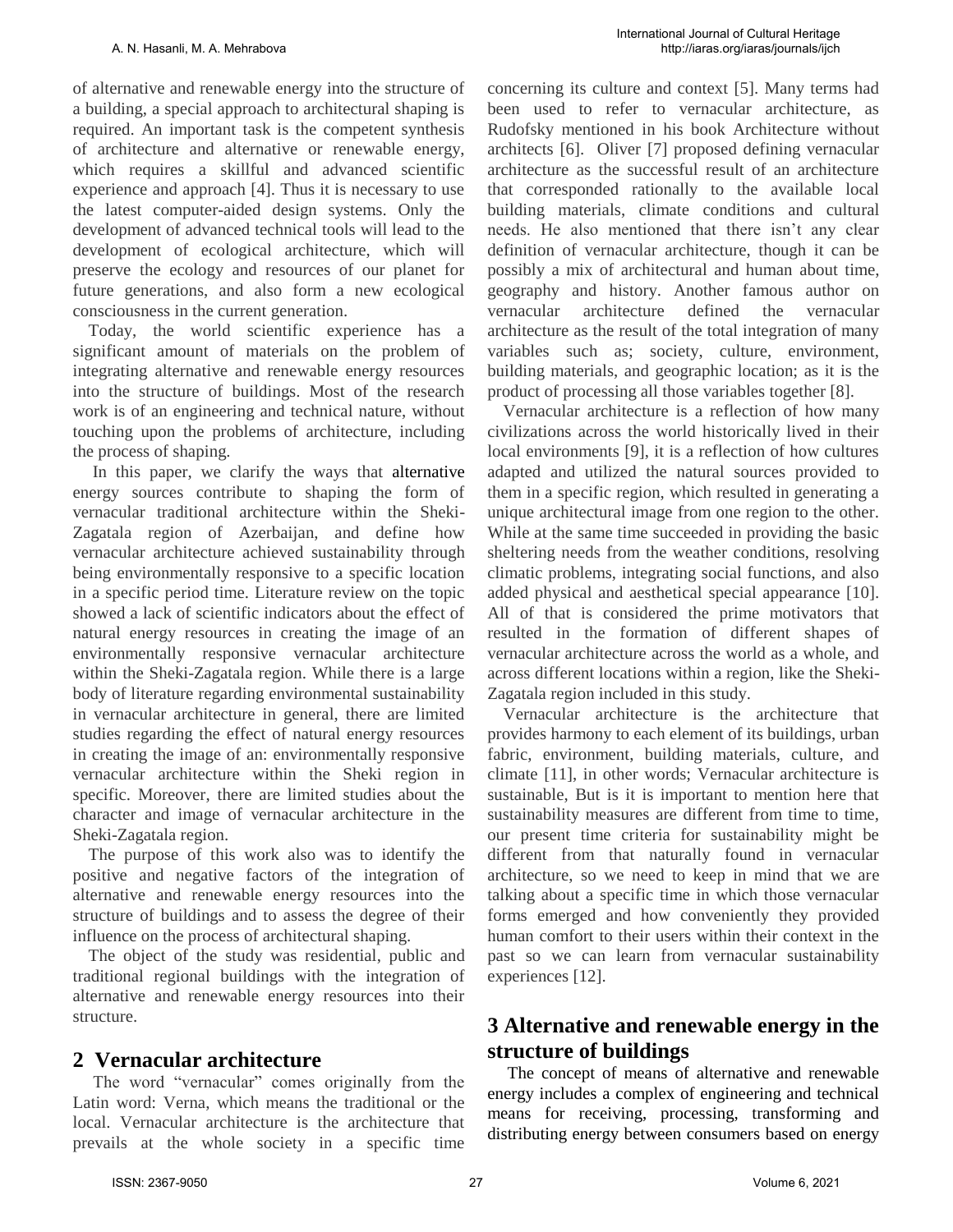of alternative and renewable energy into the structure of a building, a special approach to architectural shaping is required. An important task is the competent synthesis of architecture and alternative or renewable energy, which requires a skillful and advanced scientific experience and approach [4]. Thus it is necessary to use the latest computer-aided design systems. Only the development of advanced technical tools will lead to the development of ecological architecture, which will preserve the ecology and resources of our planet for future generations, and also form a new ecological consciousness in the current generation.

Today, the world scientific experience has a significant amount of materials on the problem of integrating alternative and renewable energy resources into the structure of buildings. Most of the research work is of an engineering and technical nature, without touching upon the problems of architecture, including the process of shaping.

In this paper, we clarify the ways that alternative energy sources contribute to shaping the form of vernacular traditional architecture within the Sheki-Zagatala region of Azerbaijan, and define how vernacular architecture achieved sustainability through being environmentally responsive to a specific location in a specific period time. Literature review on the topic showed a lack of scientific indicators about the effect of natural energy resources in creating the image of an environmentally responsive vernacular architecture within the Sheki-Zagatala region. While there is a large body of literature regarding environmental sustainability in vernacular architecture in general, there are limited studies regarding the effect of natural energy resources in creating the image of an: environmentally responsive vernacular architecture within the Sheki region in specific. Moreover, there are limited studies about the character and image of vernacular architecture in the Sheki-Zagatala region.

The purpose of this work also was to identify the positive and negative factors of the integration of alternative and renewable energy resources into the structure of buildings and to assess the degree of their influence on the process of architectural shaping.

The object of the study was residential, public and traditional regional buildings with the integration of alternative and renewable energy resources into their structure.

## 2 Vernacular architecture

The word "vernacular" comes originally from the Latin word: Verna, which means the traditional or the local. Vernacular architecture is the architecture that prevails at the whole society in a specific time concerning its culture and context [5]. Many terms had been used to refer to vernacular architecture, as Rudofsky mentioned in his book Architecture without architects [6]. Oliver [7] proposed defining vernacular architecture as the successful result of an architecture that corresponded rationally to the available local building materials, climate conditions and cultural needs. He also mentioned that there isn't any clear definition of vernacular architecture, though it can be possibly a mix of architectural and human about time, geography and history. Another famous author on vernacular architecture defined the vernacular architecture as the result of the total integration of many variables such as; society, culture, environment, building materials, and geographic location; as it is the product of processing all those variables together [8].

Vernacular architecture is a reflection of how many civilizations across the world historically lived in their local environments [9], it is a reflection of how cultures adapted and utilized the natural sources provided to them in a specific region, which resulted in generating a unique architectural image from one region to the other. While at the same time succeeded in providing the basic sheltering needs from the weather conditions, resolving climatic problems, integrating social functions, and also added physical and aesthetical special appearance [10]. All of that is considered the prime motivators that resulted in the formation of different shapes of vernacular architecture across the world as a whole, and across different locations within a region, like the Sheki-Zagatala region included in this study.

Vernacular architecture is the architecture that provides harmony to each element of its buildings, urban fabric, environment, building materials, culture, and climate [11], in other words; Vernacular architecture is sustainable, But is it is important to mention here that sustainability measures are different from time to time, our present time criteria for sustainability might be different from that naturally found in vernacular architecture, so we need to keep in mind that we are talking about a specific time in which those vernacular forms emerged and how conveniently they provided human comfort to their users within their context in the past so we can learn from vernacular sustainability experiences [12].

## 3 Alternative and renewable energy in the structure of buildings

The concept of means of alternative and renewable energy includes a complex of engineering and technical means for receiving, processing, transforming and distributing energy between consumers based on energy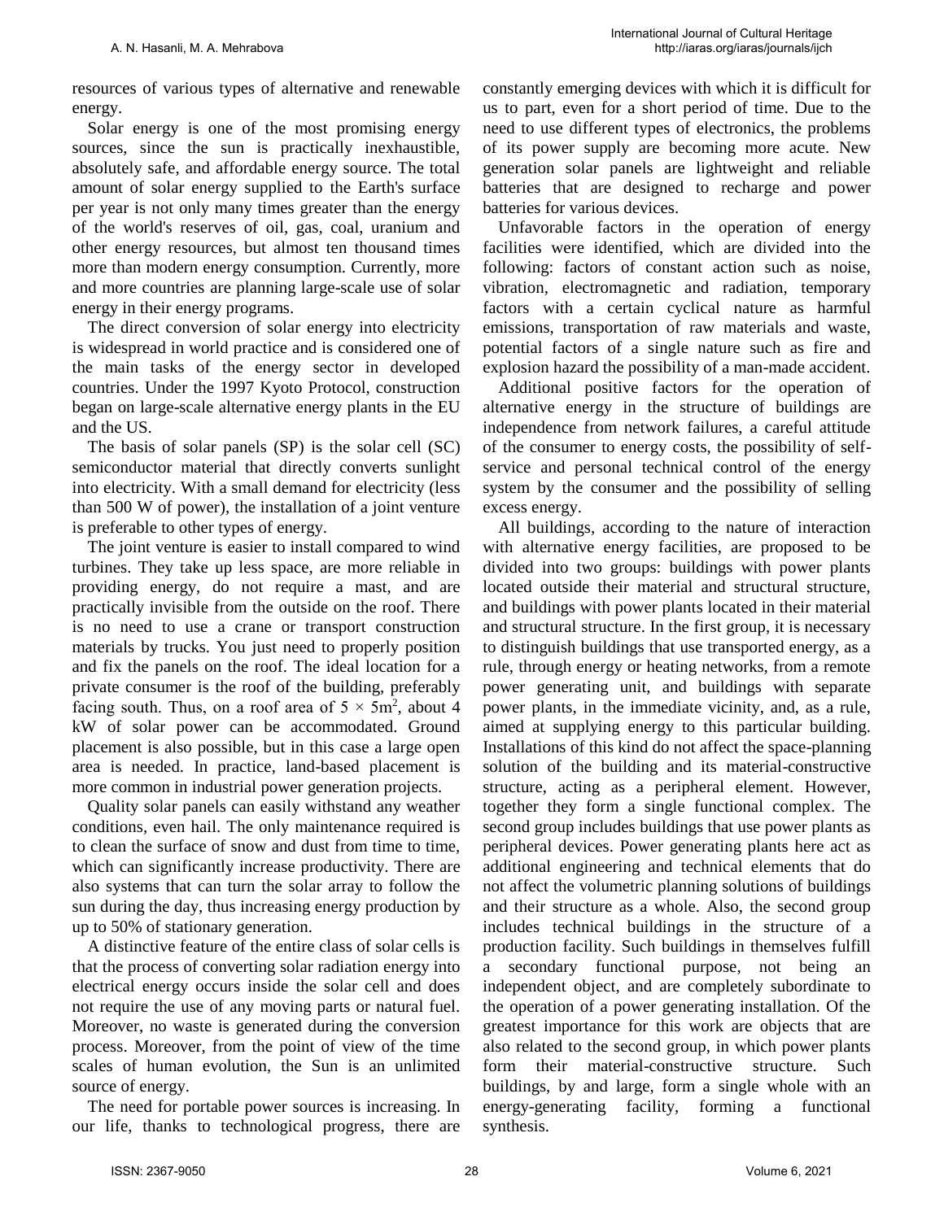resources of various types of alternative and renewable energy.

Solar energy is one of the most promising energy sources, since the sun is practically inexhaustible, absolutely safe, and affordable energy source. The total amount of solar energy supplied to the Earth's surface per year is not only many times greater than the energy of the world's reserves of oil, gas, coal, uranium and other energy resources, but almost ten thousand times more than modern energy consumption. Currently, more and more countries are planning large-scale use of solar energy in their energy programs.

The direct conversion of solar energy into electricity is widespread in world practice and is considered one of the main tasks of the energy sector in developed countries. Under the 1997 Kyoto Protocol, construction began on large-scale alternative energy plants in the EU and the US.

The basis of solar panels (SP) is the solar cell (SC) semiconductor material that directly converts sunlight into electricity. With a small demand for electricity (less than 500 W of power), the installation of a joint venture is preferable to other types of energy.

The joint venture is easier to install compared to wind turbines. They take up less space, are more reliable in providing energy, do not require a mast, and are practically invisible from the outside on the roof. There is no need to use a crane or transport construction materials by trucks. You just need to properly position and fix the panels on the roof. The ideal location for a private consumer is the roof of the building, preferably facing south. Thus, on a roof area of $5 \times 5\text{m}^2$, about 4 kW of solar power can be accommodated. Ground placement is also possible, but in this case a large open area is needed. In practice, land-based placement is more common in industrial power generation projects.

Quality solar panels can easily withstand any weather conditions, even hail. The only maintenance required is to clean the surface of snow and dust from time to time, which can significantly increase productivity. There are also systems that can turn the solar array to follow the sun during the day, thus increasing energy production by up to 50% of stationary generation.

A distinctive feature of the entire class of solar cells is that the process of converting solar radiation energy into electrical energy occurs inside the solar cell and does not require the use of any moving parts or natural fuel. Moreover, no waste is generated during the conversion process. Moreover, from the point of view of the time scales of human evolution, the Sun is an unlimited source of energy.

The need for portable power sources is increasing. In our life, thanks to technological progress, there are constantly emerging devices with which it is difficult for us to part, even for a short period of time. Due to the need to use different types of electronics, the problems of its power supply are becoming more acute. New generation solar panels are lightweight and reliable batteries that are designed to recharge and power batteries for various devices.

Unfavorable factors in the operation of energy facilities were identified, which are divided into the following: factors of constant action such as noise, vibration, electromagnetic and radiation, temporary factors with a certain cyclical nature as harmful emissions, transportation of raw materials and waste, potential factors of a single nature such as fire and explosion hazard the possibility of a man-made accident.

Additional positive factors for the operation of alternative energy in the structure of buildings are independence from network failures, a careful attitude of the consumer to energy costs, the possibility of self-service and personal technical control of the energy system by the consumer and the possibility of selling excess energy.

All buildings, according to the nature of interaction with alternative energy facilities, are proposed to be divided into two groups: buildings with power plants located outside their material and structural structure, and buildings with power plants located in their material and structural structure. In the first group, it is necessary to distinguish buildings that use transported energy, as a rule, through energy or heating networks, from a remote power generating unit, and buildings with separate power plants, in the immediate vicinity, and, as a rule, aimed at supplying energy to this particular building. Installations of this kind do not affect the space-planning solution of the building and its material-constructive structure, acting as a peripheral element. However, together they form a single functional complex. The second group includes buildings that use power plants as peripheral devices. Power generating plants here act as additional engineering and technical elements that do not affect the volumetric planning solutions of buildings and their structure as a whole. Also, the second group includes technical buildings in the structure of a production facility. Such buildings in themselves fulfill a secondary functional purpose, not being an independent object, and are completely subordinate to the operation of a power generating installation. Of the greatest importance for this work are objects that are also related to the second group, in which power plants form their material-constructive structure. Such buildings, by and large, form a single whole with an energy-generating facility, forming a functional synthesis.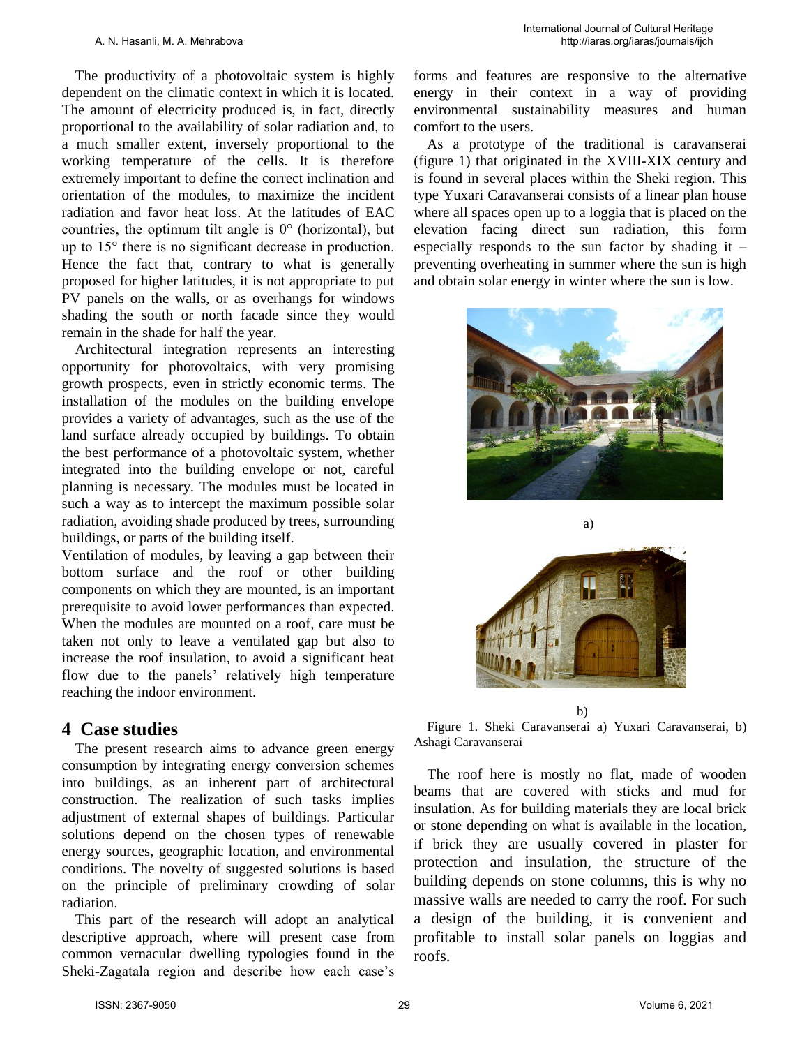The productivity of a photovoltaic system is highly dependent on the climatic context in which it is located. The amount of electricity produced is, in fact, directly proportional to the availability of solar radiation and, to a much smaller extent, inversely proportional to the working temperature of the cells. It is therefore extremely important to define the correct inclination and orientation of the modules, to maximize the incident radiation and favor heat loss. At the latitudes of EAC countries, the optimum tilt angle is 0° (horizontal), but up to 15° there is no significant decrease in production. Hence the fact that, contrary to what is generally proposed for higher latitudes, it is not appropriate to put PV panels on the walls, or as overhangs for windows shading the south or north facade since they would remain in the shade for half the year.

Architectural integration represents an interesting opportunity for photovoltaics, with very promising growth prospects, even in strictly economic terms. The installation of the modules on the building envelope provides a variety of advantages, such as the use of the land surface already occupied by buildings. To obtain the best performance of a photovoltaic system, whether integrated into the building envelope or not, careful planning is necessary. The modules must be located in such a way as to intercept the maximum possible solar radiation, avoiding shade produced by trees, surrounding buildings, or parts of the building itself.

Ventilation of modules, by leaving a gap between their bottom surface and the roof or other building components on which they are mounted, is an important prerequisite to avoid lower performances than expected. When the modules are mounted on a roof, care must be taken not only to leave a ventilated gap but also to increase the roof insulation, to avoid a significant heat flow due to the panels' relatively high temperature reaching the indoor environment.

## 4 Case studies

The present research aims to advance green energy consumption by integrating energy conversion schemes into buildings, as an inherent part of architectural construction. The realization of such tasks implies adjustment of external shapes of buildings. Particular solutions depend on the chosen types of renewable energy sources, geographic location, and environmental conditions. The novelty of suggested solutions is based on the principle of preliminary crowding of solar radiation.

This part of the research will adopt an analytical descriptive approach, where will present case from common vernacular dwelling typologies found in the Sheki-Zagatala region and describe how each case's forms and features are responsive to the alternative energy in their context in a way of providing environmental sustainability measures and human comfort to the users.

As a prototype of the traditional is caravanserai (figure 1) that originated in the XVIII-XIX century and is found in several places within the Sheki region. This type Yuxari Caravanserai consists of a linear plan house where all spaces open up to a loggia that is placed on the elevation facing direct sun radiation, this form especially responds to the sun factor by shading it – preventing overheating in summer where the sun is high and obtain solar energy in winter where the sun is low.

a)

b)

Figure 1. Sheki Caravanserai a) Yuxari Caravanserai, b) Ashagi Caravanserai

The roof here is mostly no flat, made of wooden beams that are covered with sticks and mud for insulation. As for building materials they are local brick or stone depending on what is available in the location, if brick they are usually covered in plaster for protection and insulation, the structure of the building depends on stone columns, this is why no massive walls are needed to carry the roof. For such a design of the building, it is convenient and profitable to install solar panels on loggias and roofs.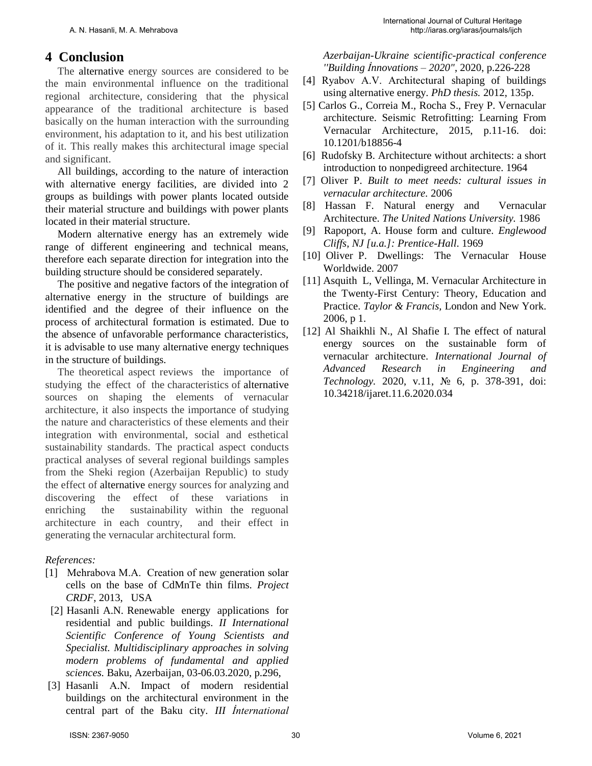## 4 Conclusion

The alternative energy sources are considered to be the main environmental influence on the traditional regional architecture, considering that the physical appearance of the traditional architecture is based basically on the human interaction with the surrounding environment, his adaptation to it, and his best utilization of it. This really makes this architectural image special and significant.

All buildings, according to the nature of interaction with alternative energy facilities, are divided into 2 groups as buildings with power plants located outside their material structure and buildings with power plants located in their material structure.

Modern alternative energy has an extremely wide range of different engineering and technical means, therefore each separate direction for integration into the building structure should be considered separately.

The positive and negative factors of the integration of alternative energy in the structure of buildings are identified and the degree of their influence on the process of architectural formation is estimated. Due to the absence of unfavorable performance characteristics, it is advisable to use many alternative energy techniques in the structure of buildings.

The theoretical aspect reviews the importance of studying the effect of the characteristics of alternative sources on shaping the elements of vernacular architecture, it also inspects the importance of studying the nature and characteristics of these elements and their integration with environmental, social and esthetical sustainability standards. The practical aspect conducts practical analyses of several regional buildings samples from the Sheki region (Azerbaijan Republic) to study the effect of alternative energy sources for analyzing and discovering the effect of these variations in enriching the sustainability within the reguonal architecture in each country, and their effect in generating the vernacular architectural form.

*References:*

[1] Mehrabova M.A. Creation of new generation solar cells on the base of CdMnTe thin films. *Project CRDF*, 2013, USA

[2] Hasanli A.N. Renewable energy applications for residential and public buildings. *II International Scientific Conference of Young Scientists and Specialist. Multidisciplinary approaches in solving modern problems of fundamental and applied sciences.* Baku, Azerbaijan, 03-06.03.2020, p.296,

[3] Hasanli A.N. Impact of modern residential buildings on the architectural environment in the central part of the Baku city. *III İnternational Azerbaijan-Ukraine scientific-practical conference "Building İnnovations – 2020"*, 2020, p.226-228

[4] Ryabov A.V. Architectural shaping of buildings using alternative energy. *PhD thesis.* 2012, 135p.

[5] Carlos G., Correia M., Rocha S., Frey P. Vernacular architecture. Seismic Retrofitting: Learning From Vernacular Architecture, 2015, p.11-16. doi: 10.1201/b18856-4

[6] Rudofsky B. Architecture without architects: a short introduction to nonpedigreed architecture. 1964

[7] Oliver P. *Built to meet needs: cultural issues in vernacular architecture.* 2006

[8] Hassan F. Natural energy and Vernacular Architecture. *The United Nations University.* 1986

[9] Rapoport, A. House form and culture. *Englewood Cliffs, NJ [u.a.]: Prentice-Hall.* 1969

[10] Oliver P. Dwellings: The Vernacular House Worldwide. 2007

[11] Asquith L, Vellinga, M. Vernacular Architecture in the Twenty-First Century: Theory, Education and Practice. *Taylor & Francis,* London and New York. 2006, p 1.

[12] Al Shaikhli N., Al Shafie I. The effect of natural energy sources on the sustainable form of vernacular architecture. *International Journal of Advanced Research in Engineering and Technology.* 2020, v.11, № 6, p. 378-391, doi: 10.34218/ijaret.11.6.2020.034